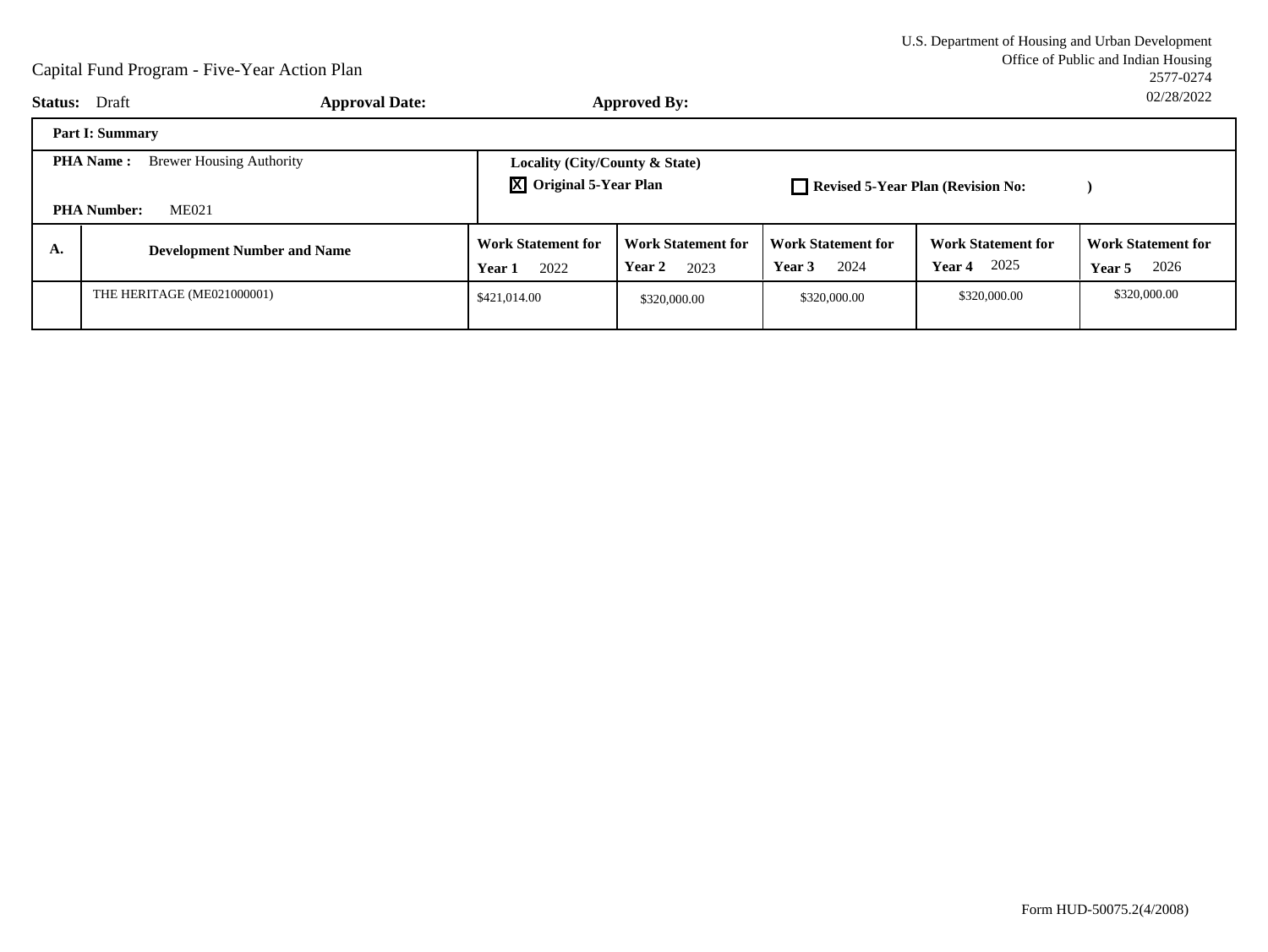U.S. Department of Housing and Urban Development
Office of Public and Indian Housing
2577-0274
02/28/2022

# Capital Fund Program - Five-Year Action Plan

**Status:** Draft **Approval Date:** **Approved By:**

| **Part I: Summary** | | | | | | |
|---|---|---|---|---|---|---|
| **PHA Name :** Brewer Housing Authority<br><br>**PHA Number:** ME021 | | **Locality (City/County & State)**<br>☒ **Original 5-Year Plan** ☐ **Revised 5-Year Plan (Revision No: )** | | | | |
| **A.** | **Development Number and Name** | **Work Statement for Year 1** 2022 | **Work Statement for Year 2** 2023 | **Work Statement for Year 3** 2024 | **Work Statement for Year 4** 2025 | **Work Statement for Year 5** 2026 |
| | THE HERITAGE (ME021000001) | $421,014.00 | $320,000.00 | $320,000.00 | $320,000.00 | $320,000.00 |

Form HUD-50075.2(4/2008)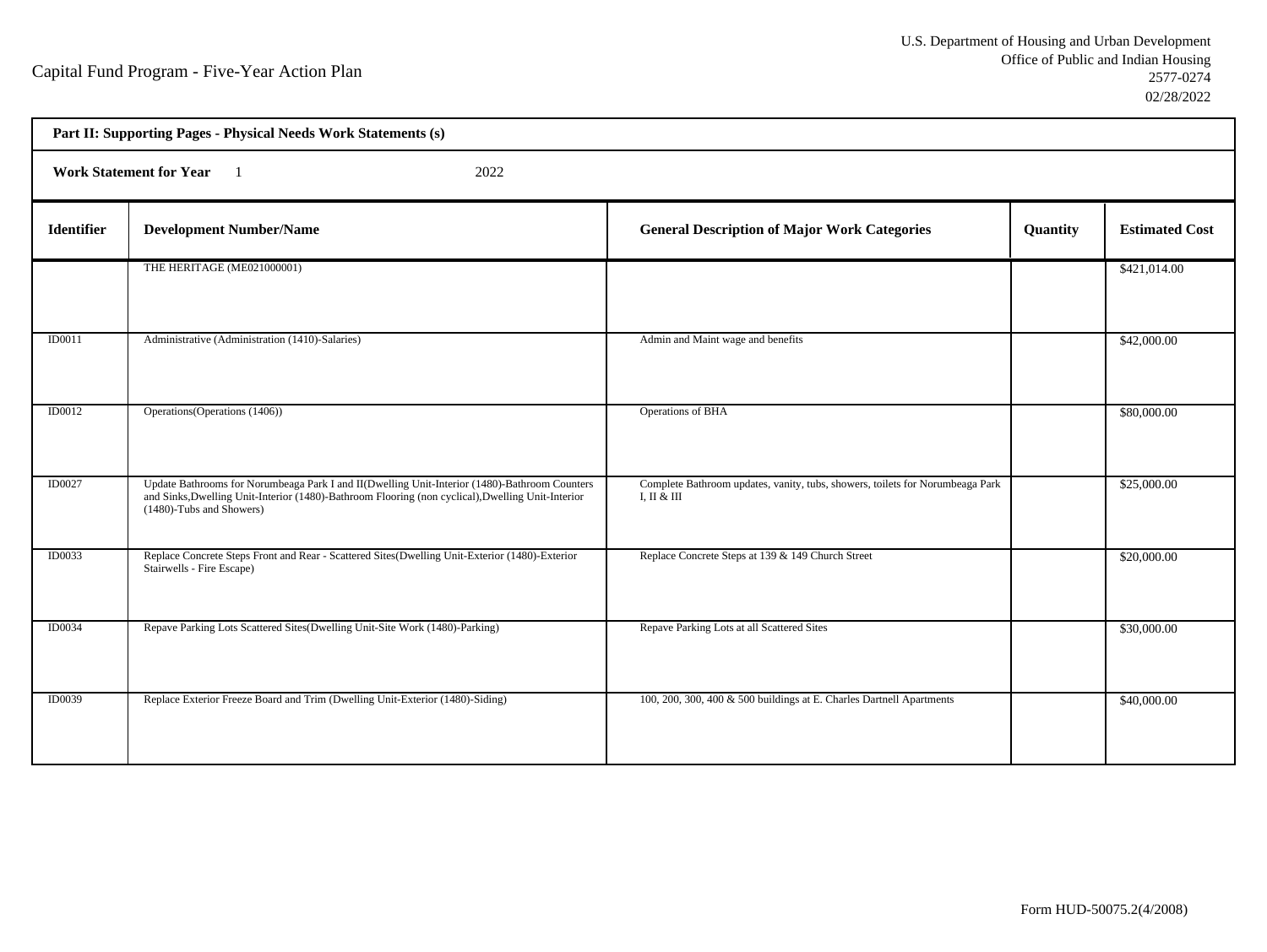Capital Fund Program - Five-Year Action Plan

U.S. Department of Housing and Urban Development
Office of Public and Indian Housing
2577-0274
02/28/2022

**Part II: Supporting Pages - Physical Needs Work Statements (s)**

**Work Statement for Year** 1 2022

| Identifier | Development Number/Name | General Description of Major Work Categories | Quantity | Estimated Cost |
|---|---|---|---|---|
| | THE HERITAGE (ME021000001) | | | $421,014.00 |
| ID0011 | Administrative (Administration (1410)-Salaries) | Admin and Maint wage and benefits | | $42,000.00 |
| ID0012 | Operations(Operations (1406)) | Operations of BHA | | $80,000.00 |
| ID0027 | Update Bathrooms for Norumbeaga Park I and II(Dwelling Unit-Interior (1480)-Bathroom Counters and Sinks,Dwelling Unit-Interior (1480)-Bathroom Flooring (non cyclical),Dwelling Unit-Interior (1480)-Tubs and Showers) | Complete Bathroom updates, vanity, tubs, showers, toilets for Norumbeaga Park I, II & III | | $25,000.00 |
| ID0033 | Replace Concrete Steps Front and Rear - Scattered Sites(Dwelling Unit-Exterior (1480)-Exterior Stairwells - Fire Escape) | Replace Concrete Steps at 139 & 149 Church Street | | $20,000.00 |
| ID0034 | Repave Parking Lots Scattered Sites(Dwelling Unit-Site Work (1480)-Parking) | Repave Parking Lots at all Scattered Sites | | $30,000.00 |
| ID0039 | Replace Exterior Freeze Board and Trim (Dwelling Unit-Exterior (1480)-Siding) | 100, 200, 300, 400 & 500 buildings at E. Charles Dartnell Apartments | | $40,000.00 |

Form HUD-50075.2(4/2008)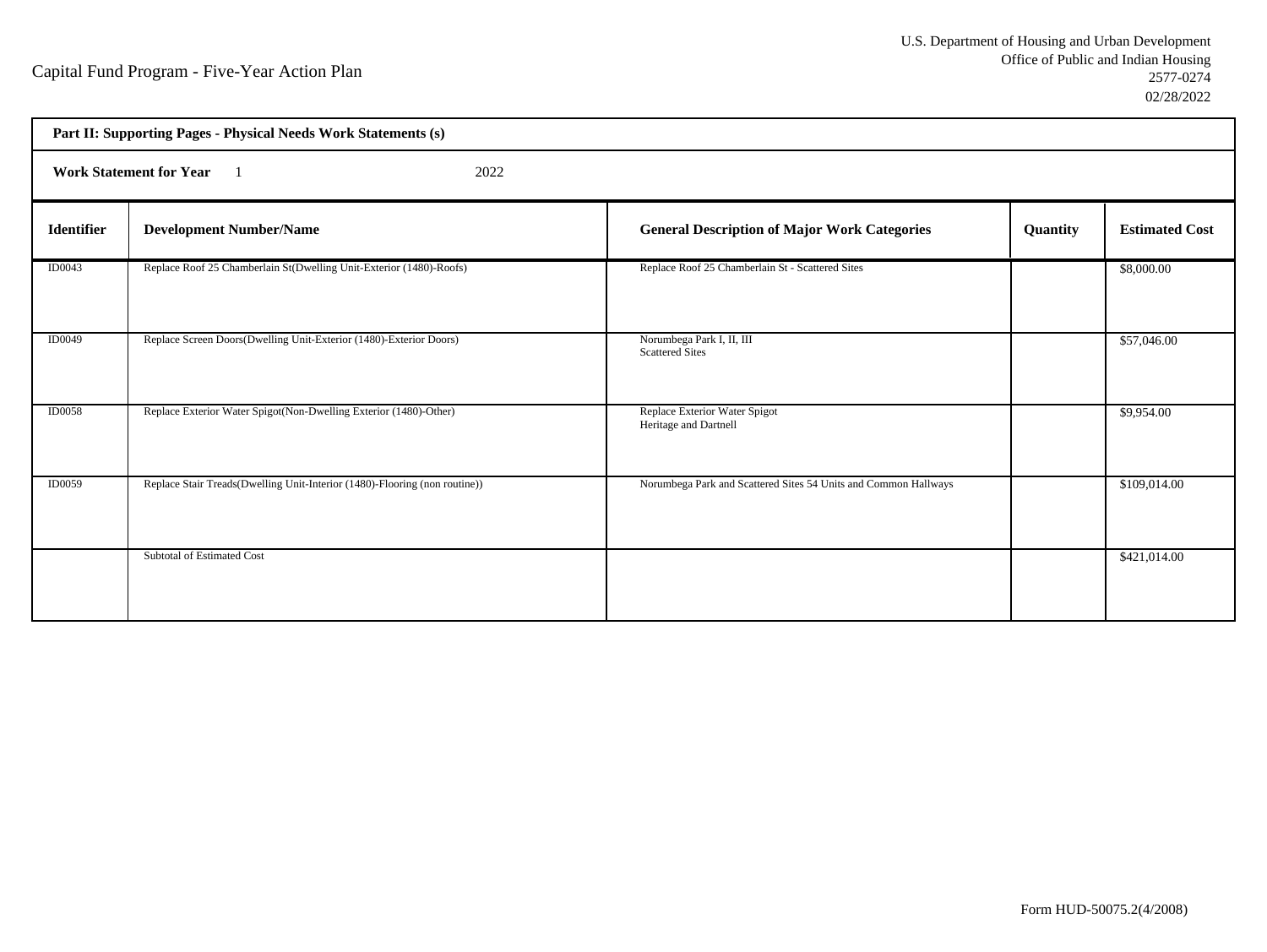Capital Fund Program - Five-Year Action Plan

U.S. Department of Housing and Urban Development
Office of Public and Indian Housing
2577-0274
02/28/2022

**Part II: Supporting Pages - Physical Needs Work Statements (s)**

**Work Statement for Year** 1 2022

| Identifier | Development Number/Name | General Description of Major Work Categories | Quantity | Estimated Cost |
|---|---|---|---|---|
| ID0043 | Replace Roof 25 Chamberlain St(Dwelling Unit-Exterior (1480)-Roofs) | Replace Roof 25 Chamberlain St - Scattered Sites | | $8,000.00 |
| ID0049 | Replace Screen Doors(Dwelling Unit-Exterior (1480)-Exterior Doors) | Norumbega Park I, II, III<br>Scattered Sites | | $57,046.00 |
| ID0058 | Replace Exterior Water Spigot(Non-Dwelling Exterior (1480)-Other) | Replace Exterior Water Spigot<br>Heritage and Dartnell | | $9,954.00 |
| ID0059 | Replace Stair Treads(Dwelling Unit-Interior (1480)-Flooring (non routine)) | Norumbega Park and Scattered Sites 54 Units and Common Hallways | | $109,014.00 |
| | Subtotal of Estimated Cost | | | $421,014.00 |

Form HUD-50075.2(4/2008)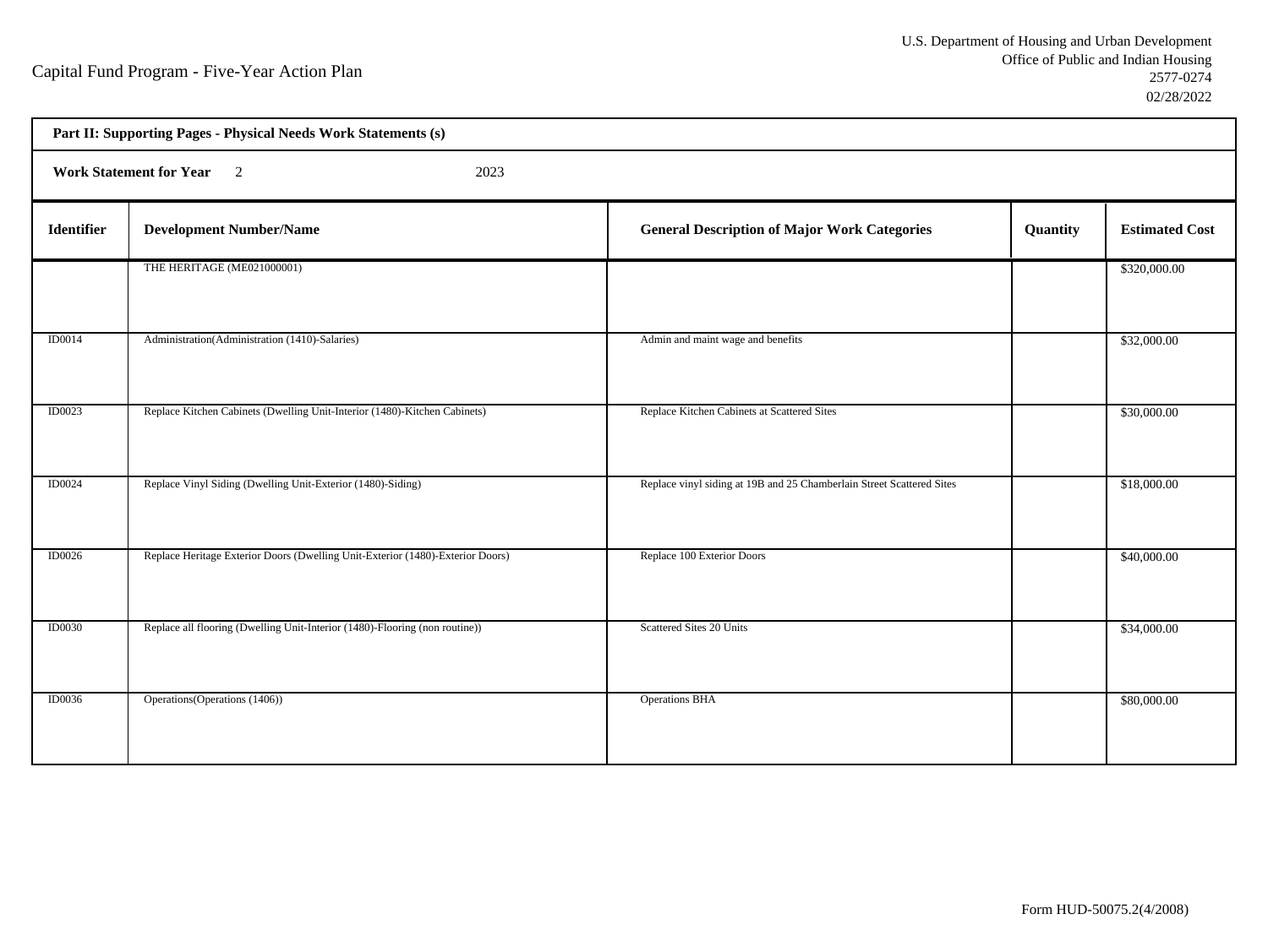Capital Fund Program - Five-Year Action Plan

U.S. Department of Housing and Urban Development
Office of Public and Indian Housing
2577-0274
02/28/2022

**Part II: Supporting Pages - Physical Needs Work Statements (s)**

**Work Statement for Year** 2 2023

| Identifier | Development Number/Name | General Description of Major Work Categories | Quantity | Estimated Cost |
|---|---|---|---|---|
| | THE HERITAGE (ME021000001) | | | $320,000.00 |
| ID0014 | Administration(Administration (1410)-Salaries) | Admin and maint wage and benefits | | $32,000.00 |
| ID0023 | Replace Kitchen Cabinets (Dwelling Unit-Interior (1480)-Kitchen Cabinets) | Replace Kitchen Cabinets at Scattered Sites | | $30,000.00 |
| ID0024 | Replace Vinyl Siding (Dwelling Unit-Exterior (1480)-Siding) | Replace vinyl siding at 19B and 25 Chamberlain Street Scattered Sites | | $18,000.00 |
| ID0026 | Replace Heritage Exterior Doors (Dwelling Unit-Exterior (1480)-Exterior Doors) | Replace 100 Exterior Doors | | $40,000.00 |
| ID0030 | Replace all flooring (Dwelling Unit-Interior (1480)-Flooring (non routine)) | Scattered Sites 20 Units | | $34,000.00 |
| ID0036 | Operations(Operations (1406)) | Operations BHA | | $80,000.00 |

Form HUD-50075.2(4/2008)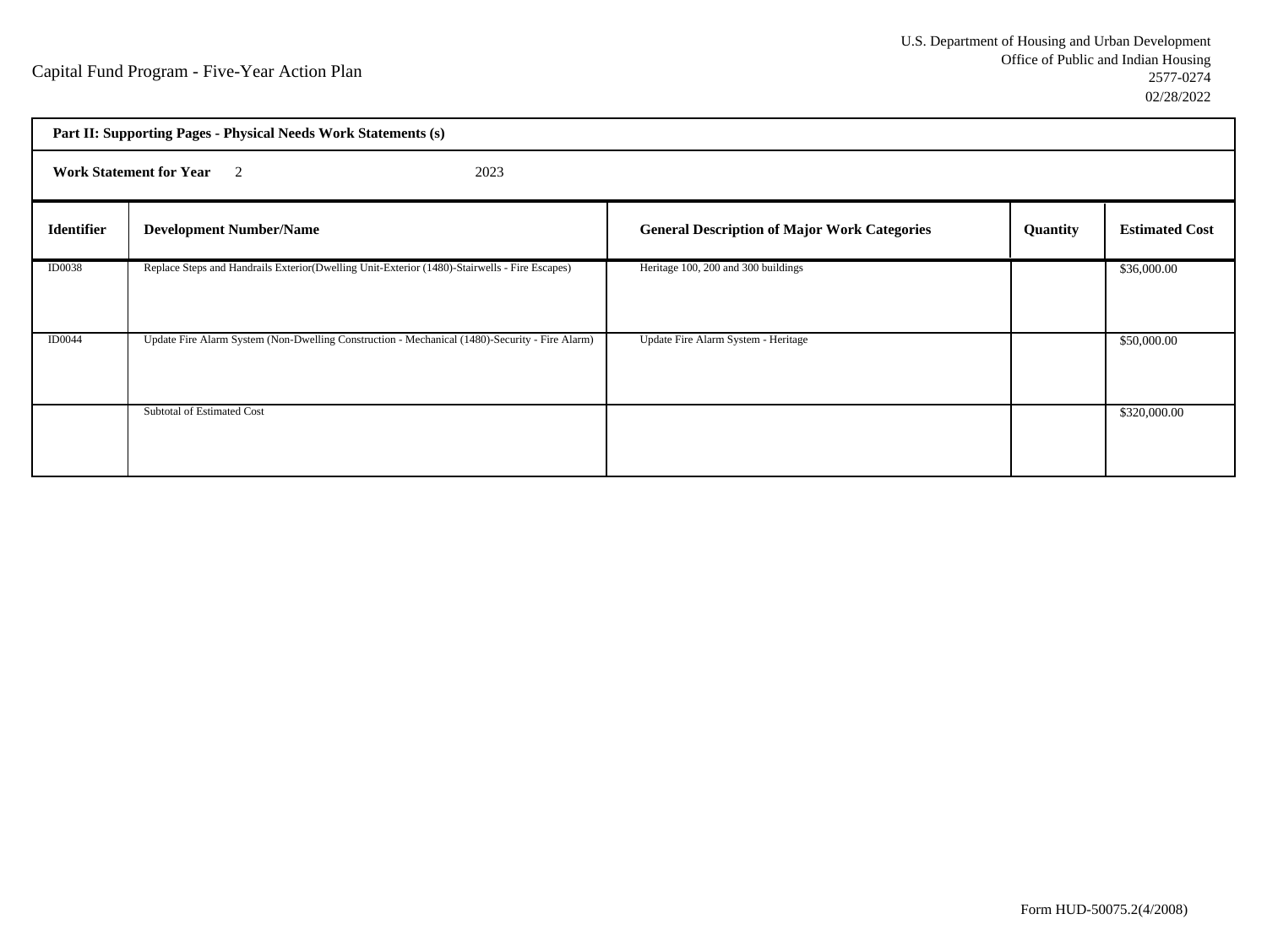Capital Fund Program - Five-Year Action Plan

U.S. Department of Housing and Urban Development
Office of Public and Indian Housing
2577-0274
02/28/2022

**Part II: Supporting Pages - Physical Needs Work Statements (s)**

**Work Statement for Year** 2 2023

| Identifier | Development Number/Name | General Description of Major Work Categories | Quantity | Estimated Cost |
|---|---|---|---|---|
| ID0038 | Replace Steps and Handrails Exterior(Dwelling Unit-Exterior (1480)-Stairwells - Fire Escapes) | Heritage 100, 200 and 300 buildings | | $36,000.00 |
| ID0044 | Update Fire Alarm System (Non-Dwelling Construction - Mechanical (1480)-Security - Fire Alarm) | Update Fire Alarm System - Heritage | | $50,000.00 |
| | Subtotal of Estimated Cost | | | $320,000.00 |

Form HUD-50075.2(4/2008)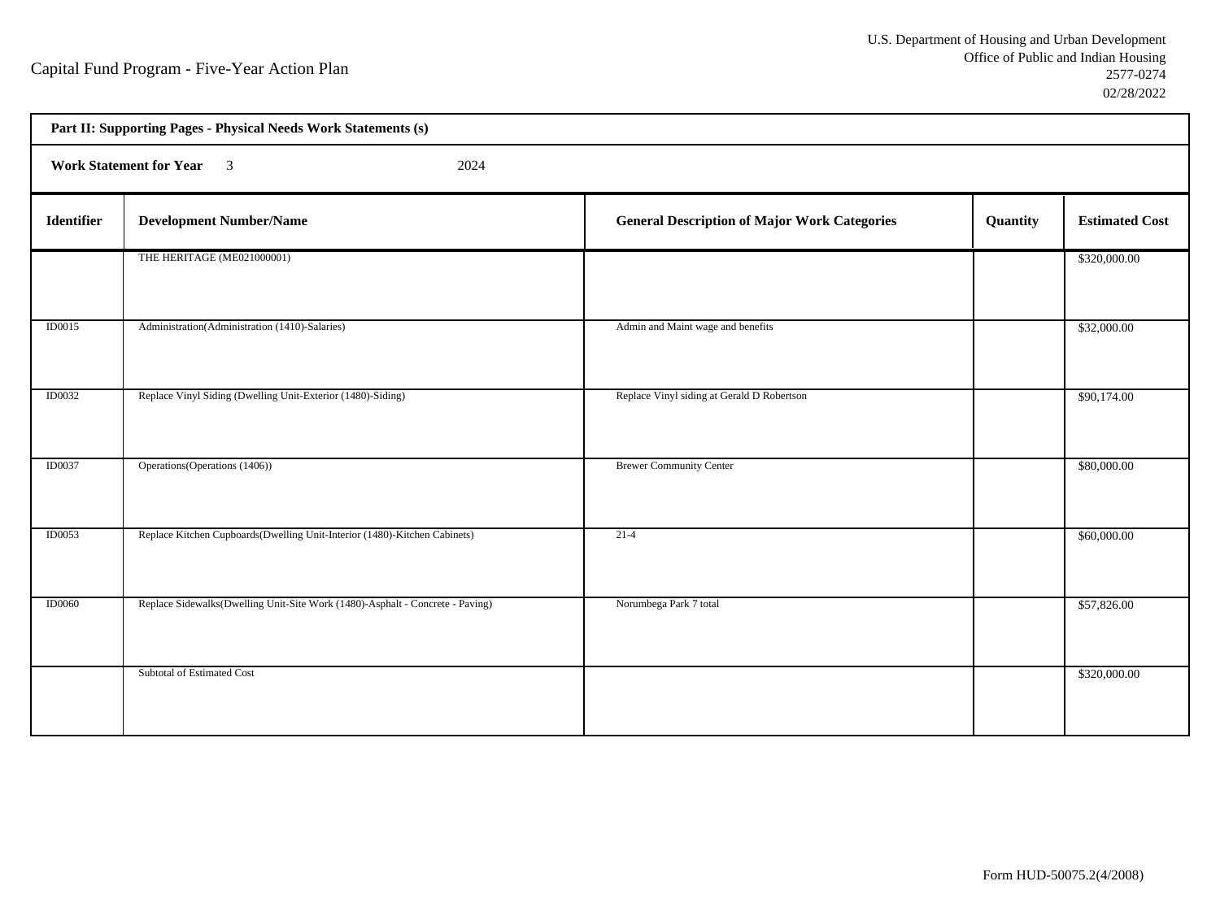Capital Fund Program - Five-Year Action Plan

U.S. Department of Housing and Urban Development
Office of Public and Indian Housing
2577-0274
02/28/2022

**Part II: Supporting Pages - Physical Needs Work Statements (s)**

**Work Statement for Year** 3 2024

| Identifier | Development Number/Name | General Description of Major Work Categories | Quantity | Estimated Cost |
|---|---|---|---|---|
| | THE HERITAGE (ME021000001) | | | $320,000.00 |
| ID0015 | Administration(Administration (1410)-Salaries) | Admin and Maint wage and benefits | | $32,000.00 |
| ID0032 | Replace Vinyl Siding (Dwelling Unit-Exterior (1480)-Siding) | Replace Vinyl siding at Gerald D Robertson | | $90,174.00 |
| ID0037 | Operations(Operations (1406)) | Brewer Community Center | | $80,000.00 |
| ID0053 | Replace Kitchen Cupboards(Dwelling Unit-Interior (1480)-Kitchen Cabinets) | 21-4 | | $60,000.00 |
| ID0060 | Replace Sidewalks(Dwelling Unit-Site Work (1480)-Asphalt - Concrete - Paving) | Norumbega Park 7 total | | $57,826.00 |
| | Subtotal of Estimated Cost | | | $320,000.00 |

Form HUD-50075.2(4/2008)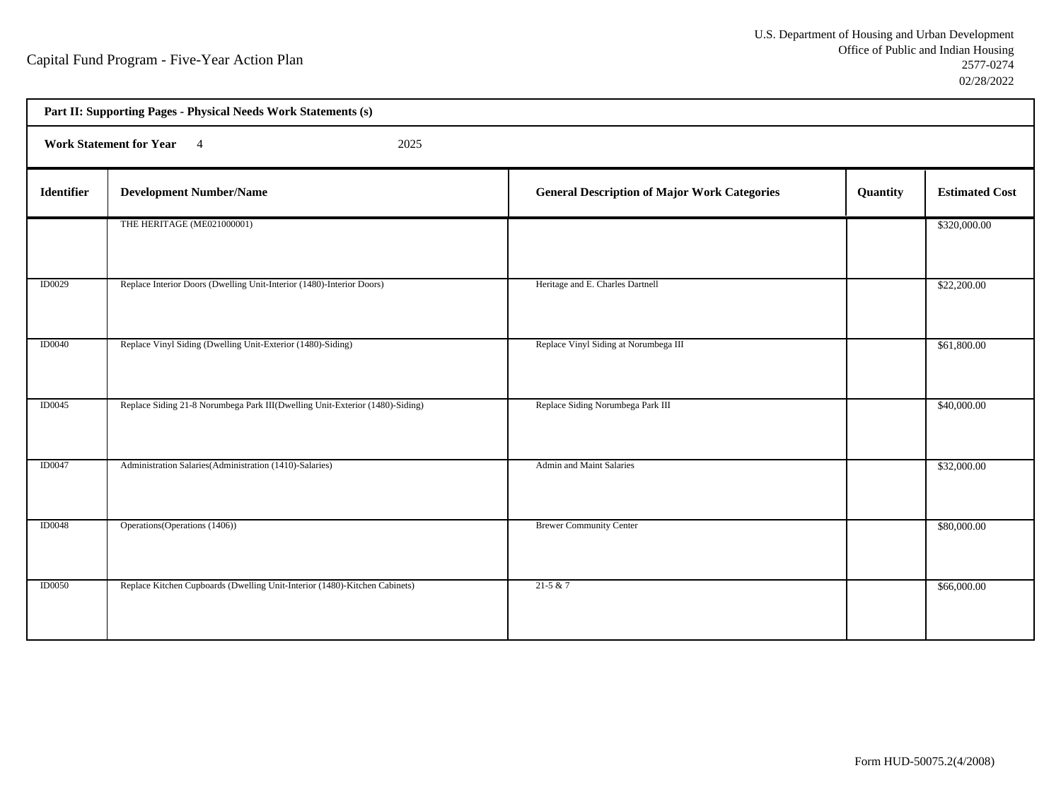# Capital Fund Program - Five-Year Action Plan

U.S. Department of Housing and Urban Development
Office of Public and Indian Housing
2577-0274
02/28/2022

**Part II: Supporting Pages - Physical Needs Work Statements (s)**

**Work Statement for Year** 4 2025

| Identifier | Development Number/Name | General Description of Major Work Categories | Quantity | Estimated Cost |
|---|---|---|---|---|
| | THE HERITAGE (ME021000001) | | | $320,000.00 |
| ID0029 | Replace Interior Doors (Dwelling Unit-Interior (1480)-Interior Doors) | Heritage and E. Charles Dartnell | | $22,200.00 |
| ID0040 | Replace Vinyl Siding (Dwelling Unit-Exterior (1480)-Siding) | Replace Vinyl Siding at Norumbega III | | $61,800.00 |
| ID0045 | Replace Siding 21-8 Norumbega Park III(Dwelling Unit-Exterior (1480)-Siding) | Replace Siding Norumbega Park III | | $40,000.00 |
| ID0047 | Administration Salaries(Administration (1410)-Salaries) | Admin and Maint Salaries | | $32,000.00 |
| ID0048 | Operations(Operations (1406)) | Brewer Community Center | | $80,000.00 |
| ID0050 | Replace Kitchen Cupboards (Dwelling Unit-Interior (1480)-Kitchen Cabinets) | 21-5 & 7 | | $66,000.00 |

Form HUD-50075.2(4/2008)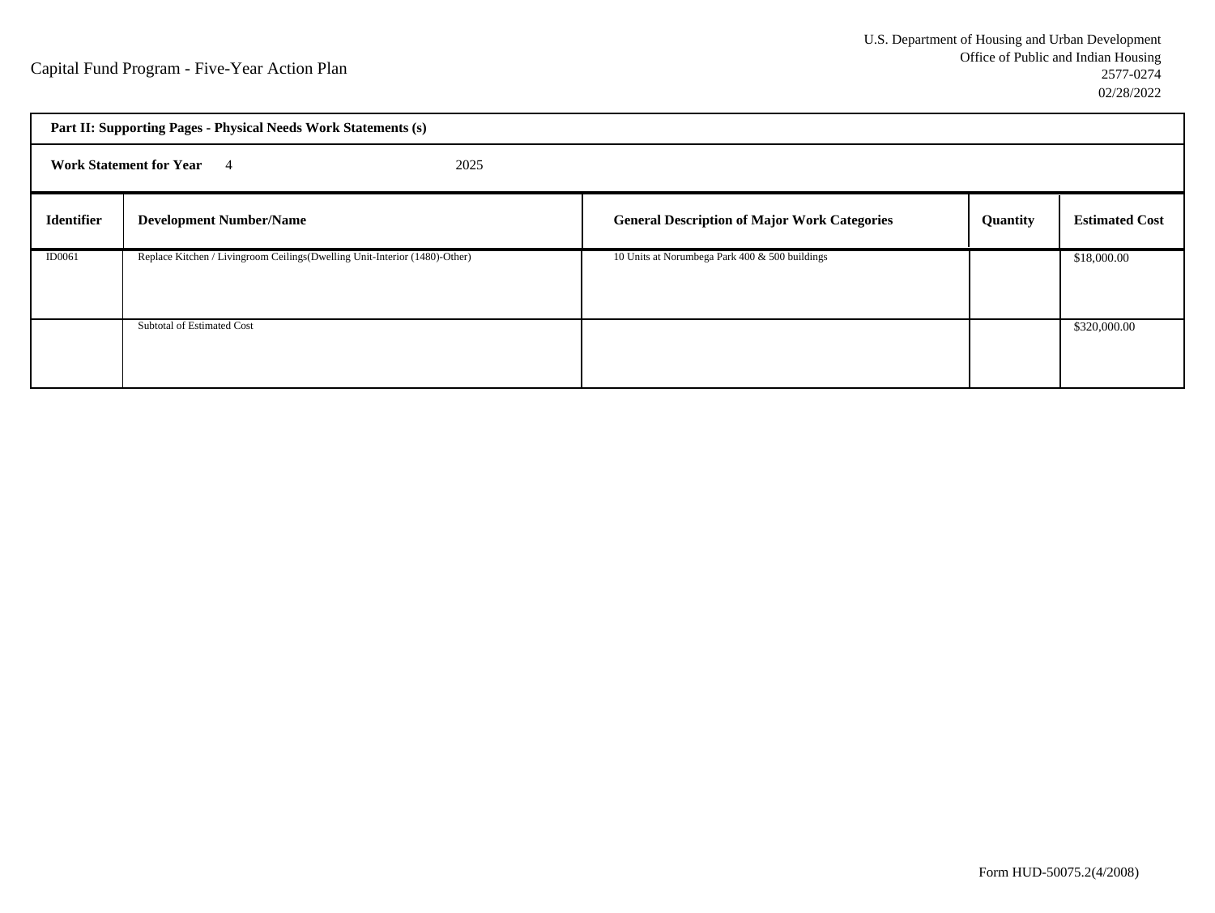Capital Fund Program - Five-Year Action Plan

U.S. Department of Housing and Urban Development
Office of Public and Indian Housing
2577-0274
02/28/2022

| Part II: Supporting Pages - Physical Needs Work Statements (s) | | | | |
|---|---|---|---|---|
| **Work Statement for Year** 4 2025 | | | | |
| **Identifier** | **Development Number/Name** | **General Description of Major Work Categories** | **Quantity** | **Estimated Cost** |
| ID0061 | Replace Kitchen / Livingroom Ceilings(Dwelling Unit-Interior (1480)-Other) | 10 Units at Norumbega Park 400 & 500 buildings | | $18,000.00 |
| | Subtotal of Estimated Cost | | | $320,000.00 |

Form HUD-50075.2(4/2008)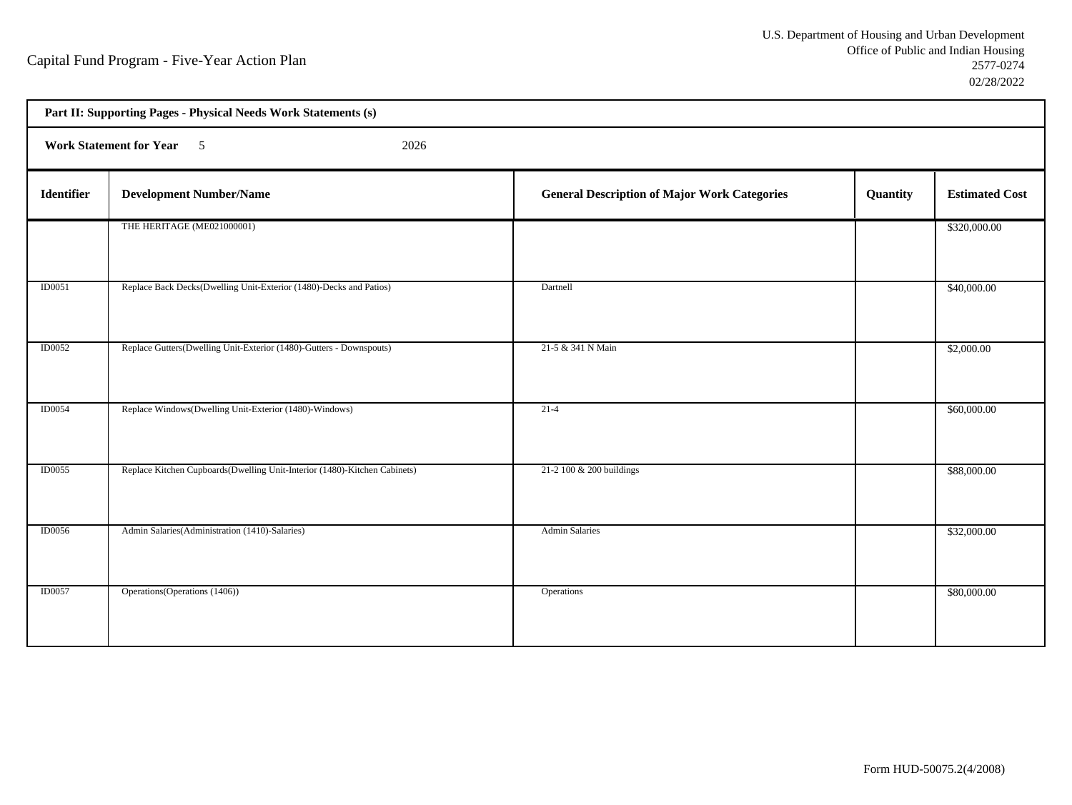Capital Fund Program - Five-Year Action Plan

U.S. Department of Housing and Urban Development
Office of Public and Indian Housing
2577-0274
02/28/2022

**Part II: Supporting Pages - Physical Needs Work Statements (s)**

**Work Statement for Year** 5 2026

| Identifier | Development Number/Name | General Description of Major Work Categories | Quantity | Estimated Cost |
|---|---|---|---|---|
| | THE HERITAGE (ME021000001) | | | $320,000.00 |
| ID0051 | Replace Back Decks(Dwelling Unit-Exterior (1480)-Decks and Patios) | Dartnell | | $40,000.00 |
| ID0052 | Replace Gutters(Dwelling Unit-Exterior (1480)-Gutters - Downspouts) | 21-5 & 341 N Main | | $2,000.00 |
| ID0054 | Replace Windows(Dwelling Unit-Exterior (1480)-Windows) | 21-4 | | $60,000.00 |
| ID0055 | Replace Kitchen Cupboards(Dwelling Unit-Interior (1480)-Kitchen Cabinets) | 21-2 100 & 200 buildings | | $88,000.00 |
| ID0056 | Admin Salaries(Administration (1410)-Salaries) | Admin Salaries | | $32,000.00 |
| ID0057 | Operations(Operations (1406)) | Operations | | $80,000.00 |

Form HUD-50075.2(4/2008)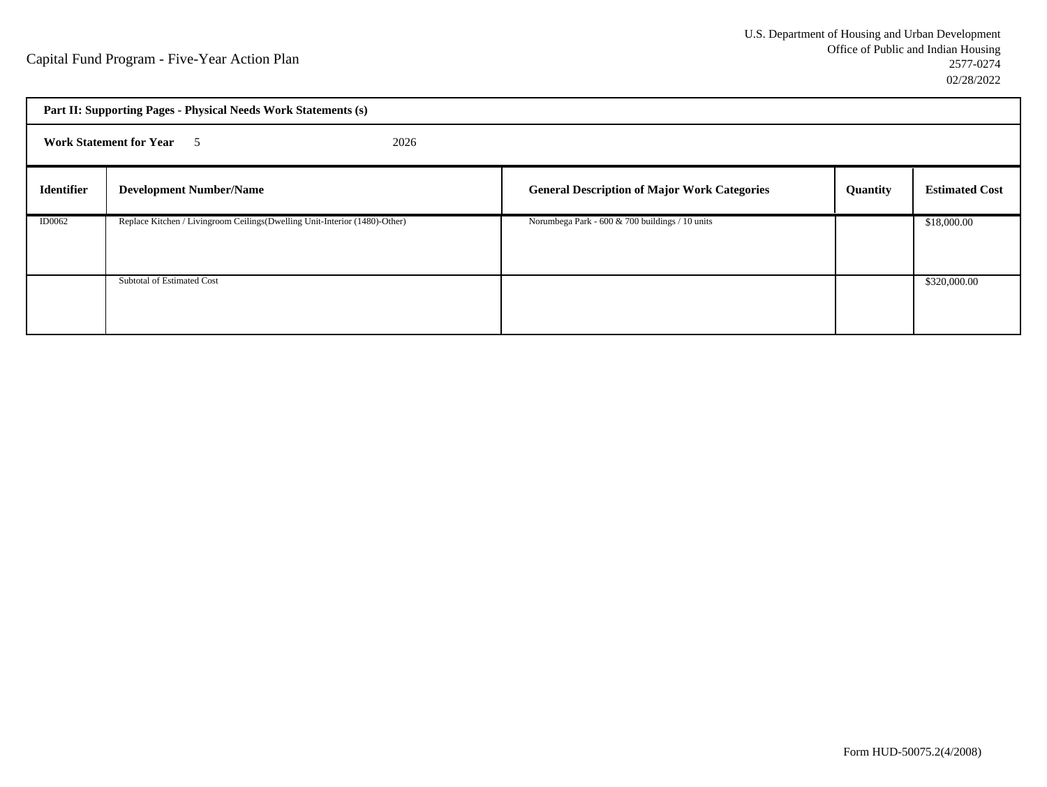Capital Fund Program - Five-Year Action Plan

U.S. Department of Housing and Urban Development
Office of Public and Indian Housing
2577-0274
02/28/2022

**Part II: Supporting Pages - Physical Needs Work Statements (s)**

**Work Statement for Year** 5 2026

| Identifier | Development Number/Name | General Description of Major Work Categories | Quantity | Estimated Cost |
|---|---|---|---|---|
| ID0062 | Replace Kitchen / Livingroom Ceilings(Dwelling Unit-Interior (1480)-Other) | Norumbega Park - 600 & 700 buildings / 10 units | | $18,000.00 |
| | Subtotal of Estimated Cost | | | $320,000.00 |

Form HUD-50075.2(4/2008)